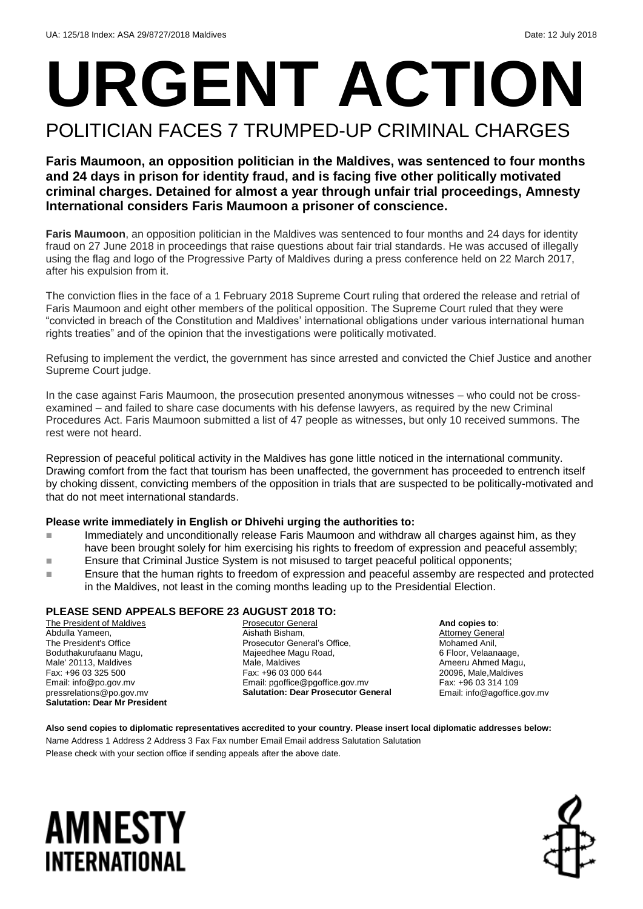UA: 125/18 Index: ASA 29/8727/2018 Maldives Date: 12 July 2018

# URGENT ACTION

## POLITICIAN FACES 7 TRUMPED-UP CRIMINAL CHARGES

**Faris Maumoon, an opposition politician in the Maldives, was sentenced to four months and 24 days in prison for identity fraud, and is facing five other politically motivated criminal charges. Detained for almost a year through unfair trial proceedings, Amnesty International considers Faris Maumoon a prisoner of conscience.**

**Faris Maumoon**, an opposition politician in the Maldives was sentenced to four months and 24 days for identity fraud on 27 June 2018 in proceedings that raise questions about fair trial standards. He was accused of illegally using the flag and logo of the Progressive Party of Maldives during a press conference held on 22 March 2017, after his expulsion from it.

The conviction flies in the face of a 1 February 2018 Supreme Court ruling that ordered the release and retrial of Faris Maumoon and eight other members of the political opposition. The Supreme Court ruled that they were "convicted in breach of the Constitution and Maldives' international obligations under various international human rights treaties" and of the opinion that the investigations were politically motivated.

Refusing to implement the verdict, the government has since arrested and convicted the Chief Justice and another Supreme Court judge.

In the case against Faris Maumoon, the prosecution presented anonymous witnesses – who could not be cross-examined – and failed to share case documents with his defense lawyers, as required by the new Criminal Procedures Act. Faris Maumoon submitted a list of 47 people as witnesses, but only 10 received summons. The rest were not heard.

Repression of peaceful political activity in the Maldives has gone little noticed in the international community. Drawing comfort from the fact that tourism has been unaffected, the government has proceeded to entrench itself by choking dissent, convicting members of the opposition in trials that are suspected to be politically-motivated and that do not meet international standards.

**Please write immediately in English or Dhivehi urging the authorities to:**

- Immediately and unconditionally release Faris Maumoon and withdraw all charges against him, as they have been brought solely for him exercising his rights to freedom of expression and peaceful assembly;
- Ensure that Criminal Justice System is not misused to target peaceful political opponents;
- Ensure that the human rights to freedom of expression and peaceful assemby are respected and protected in the Maldives, not least in the coming months leading up to the Presidential Election.

**PLEASE SEND APPEALS BEFORE 23 AUGUST 2018 TO:**

The President of Maldives
Abdulla Yameen,
The President's Office
Boduthakurufaanu Magu,
Male' 20113, Maldives
Fax: +96 03 325 500
Email: info@po.gov.mv
pressrelations@po.gov.mv
**Salutation: Dear Mr President**

Prosecutor General
Aishath Bisham,
Prosecutor General's Office,
Majeedhee Magu Road,
Male, Maldives
Fax: +96 03 000 644
Email: pgoffice@pgoffice.gov.mv
**Salutation: Dear Prosecutor General**

**And copies to**:
Attorney General
Mohamed Anil,
6 Floor, Velaanaage,
Ameeru Ahmed Magu,
20096, Male,Maldives
Fax: +96 03 314 109
Email: info@agoffice.gov.mv

**Also send copies to diplomatic representatives accredited to your country. Please insert local diplomatic addresses below:**

Name Address 1 Address 2 Address 3 Fax Fax number Email Email address Salutation Salutation

Please check with your section office if sending appeals after the above date.

AMNESTY INTERNATIONAL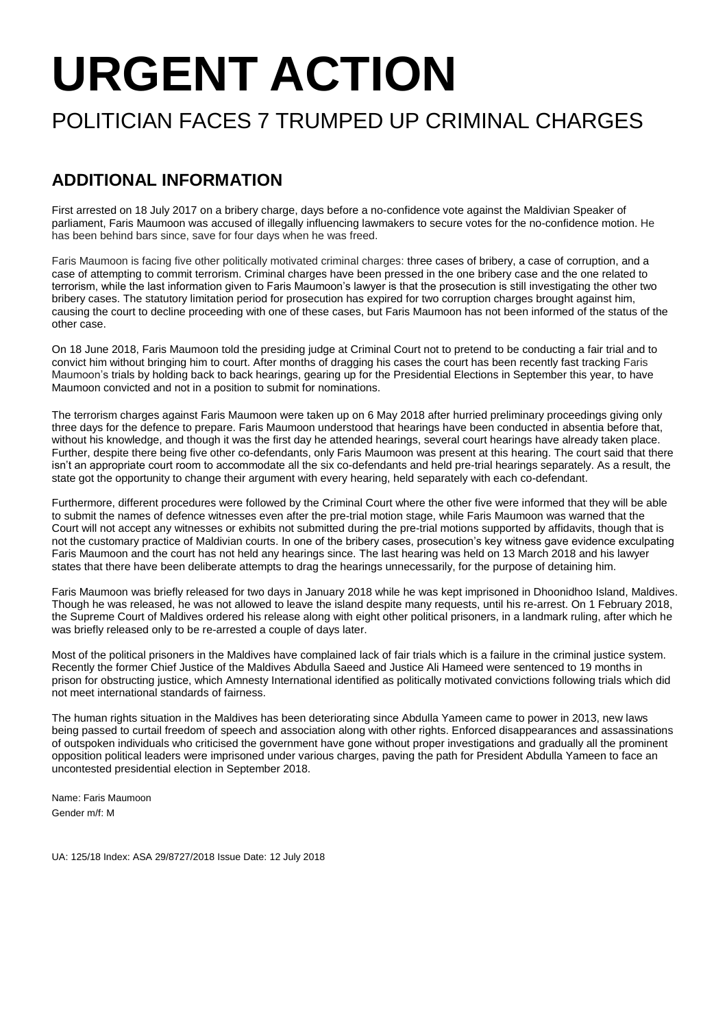# URGENT ACTION

## POLITICIAN FACES 7 TRUMPED UP CRIMINAL CHARGES

### ADDITIONAL INFORMATION

First arrested on 18 July 2017 on a bribery charge, days before a no-confidence vote against the Maldivian Speaker of parliament, Faris Maumoon was accused of illegally influencing lawmakers to secure votes for the no-confidence motion. He has been behind bars since, save for four days when he was freed.

Faris Maumoon is facing five other politically motivated criminal charges: three cases of bribery, a case of corruption, and a case of attempting to commit terrorism. Criminal charges have been pressed in the one bribery case and the one related to terrorism, while the last information given to Faris Maumoon's lawyer is that the prosecution is still investigating the other two bribery cases. The statutory limitation period for prosecution has expired for two corruption charges brought against him, causing the court to decline proceeding with one of these cases, but Faris Maumoon has not been informed of the status of the other case.

On 18 June 2018, Faris Maumoon told the presiding judge at Criminal Court not to pretend to be conducting a fair trial and to convict him without bringing him to court. After months of dragging his cases the court has been recently fast tracking Faris Maumoon's trials by holding back to back hearings, gearing up for the Presidential Elections in September this year, to have Maumoon convicted and not in a position to submit for nominations.

The terrorism charges against Faris Maumoon were taken up on 6 May 2018 after hurried preliminary proceedings giving only three days for the defence to prepare. Faris Maumoon understood that hearings have been conducted in absentia before that, without his knowledge, and though it was the first day he attended hearings, several court hearings have already taken place. Further, despite there being five other co-defendants, only Faris Maumoon was present at this hearing. The court said that there isn't an appropriate court room to accommodate all the six co-defendants and held pre-trial hearings separately. As a result, the state got the opportunity to change their argument with every hearing, held separately with each co-defendant.

Furthermore, different procedures were followed by the Criminal Court where the other five were informed that they will be able to submit the names of defence witnesses even after the pre-trial motion stage, while Faris Maumoon was warned that the Court will not accept any witnesses or exhibits not submitted during the pre-trial motions supported by affidavits, though that is not the customary practice of Maldivian courts. In one of the bribery cases, prosecution's key witness gave evidence exculpating Faris Maumoon and the court has not held any hearings since. The last hearing was held on 13 March 2018 and his lawyer states that there have been deliberate attempts to drag the hearings unnecessarily, for the purpose of detaining him.

Faris Maumoon was briefly released for two days in January 2018 while he was kept imprisoned in Dhoonidhoo Island, Maldives. Though he was released, he was not allowed to leave the island despite many requests, until his re-arrest. On 1 February 2018, the Supreme Court of Maldives ordered his release along with eight other political prisoners, in a landmark ruling, after which he was briefly released only to be re-arrested a couple of days later.

Most of the political prisoners in the Maldives have complained lack of fair trials which is a failure in the criminal justice system. Recently the former Chief Justice of the Maldives Abdulla Saeed and Justice Ali Hameed were sentenced to 19 months in prison for obstructing justice, which Amnesty International identified as politically motivated convictions following trials which did not meet international standards of fairness.

The human rights situation in the Maldives has been deteriorating since Abdulla Yameen came to power in 2013, new laws being passed to curtail freedom of speech and association along with other rights. Enforced disappearances and assassinations of outspoken individuals who criticised the government have gone without proper investigations and gradually all the prominent opposition political leaders were imprisoned under various charges, paving the path for President Abdulla Yameen to face an uncontested presidential election in September 2018.

Name: Faris Maumoon
Gender m/f: M

UA: 125/18 Index: ASA 29/8727/2018 Issue Date: 12 July 2018